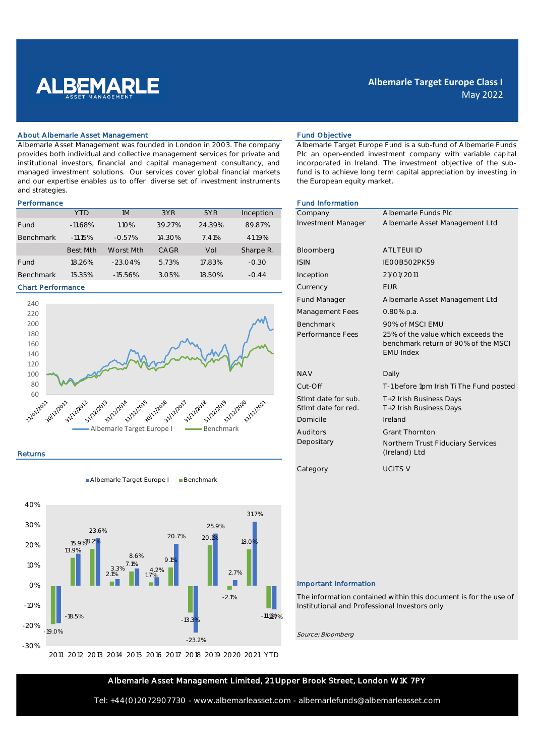# Albemarle Target Europe Class I

May 2022

## About Albemarle Asset Management

Albemarle Asset Management was founded in London in 2003. The company provides both individual and collective management services for private and institutional investors, financial and capital management consultancy, and managed investment solutions. Our services cover global financial markets and our expertise enables us to offer diverse set of investment instruments and strategies.

## Performance

| | YTD | 1M | 3YR | 5YR | Inception |
|---|---|---|---|---|---|
| Fund | -11.68% | 1.10% | 39.27% | 24.39% | 89.87% |
| Benchmark | -11.15% | -0.57% | 14.30% | 7.41% | 41.19% |
| | **Best Mth** | **Worst Mth** | **CAGR** | **Vol** | **Sharpe R.** |
| Fund | 18.26% | -23.04% | 5.73% | 17.83% | -0.30 |
| Benchmark | 15.35% | -15.56% | 3.05% | 18.50% | -0.44 |

## Chart Performance

Albemarle Target Europe I — Benchmark

## Returns

| | 2011 | 2012 | 2013 | 2014 | 2015 | 2016 | 2017 | 2018 | 2019 | 2020 | 2021 | YTD |
|---|---|---|---|---|---|---|---|---|---|---|---|---|
| Albemarle Target Europe I | -18.5% | 15.9% | 23.6% | 3.3% | 8.6% | 4.2% | 20.7% | -23.2% | 25.9% | 2.7% | 31.7% | -11.7% |
| Benchmark | -19.0% | 13.9% | 18.2% | 2.1% | 7.1% | 1.7% | 9.1% | -13.3% | 20.1% | -2.1% | 18.0% | -11.1% |

## Fund Objective

Albemarle Target Europe Fund is a sub-fund of Albemarle Funds Plc an open-ended investment company with variable capital incorporated in Ireland. The investment objective of the sub-fund is to achieve long term capital appreciation by investing in the European equity market.

## Fund Information

| | |
|---|---|
| Company | Albemarle Funds Plc |
| Investment Manager | Albemarle Asset Management Ltd |
| Bloomberg | ATLTEUI ID |
| ISIN | IE00B502PK59 |
| Inception | 21/01/2011 |
| Currency | EUR |
| Fund Manager | Albemarle Asset Management Ltd |
| Management Fees | 0.80% p.a. |
| Benchmark | 90% of MSCI EMU |
| Performance Fees | 25% of the value which exceeds the benchmark return of 90% of the MSCI EMU Index |
| NAV | Daily |
| Cut-Off | T-1 before 1pm Irish Ti The Fund posted |
| Stlmt date for sub. | T+2 Irish Business Days |
| Stlmt date for red. | T+2 Irish Business Days |
| Domicile | Ireland |
| Auditors | Grant Thornton |
| Depositary | Northern Trust Fiduciary Services (Ireland) Ltd |
| Category | UCITS V |

## Important Information

The information contained within this document is for the use of Institutional and Professional Investors only

*Source: Bloomberg*

**Albemarle Asset Management Limited, 21 Upper Brook Street, London W1K 7PY**

Tel: +44(0)2072907730 - www.albemarleasset.com - albemarlefunds@albemarleasset.com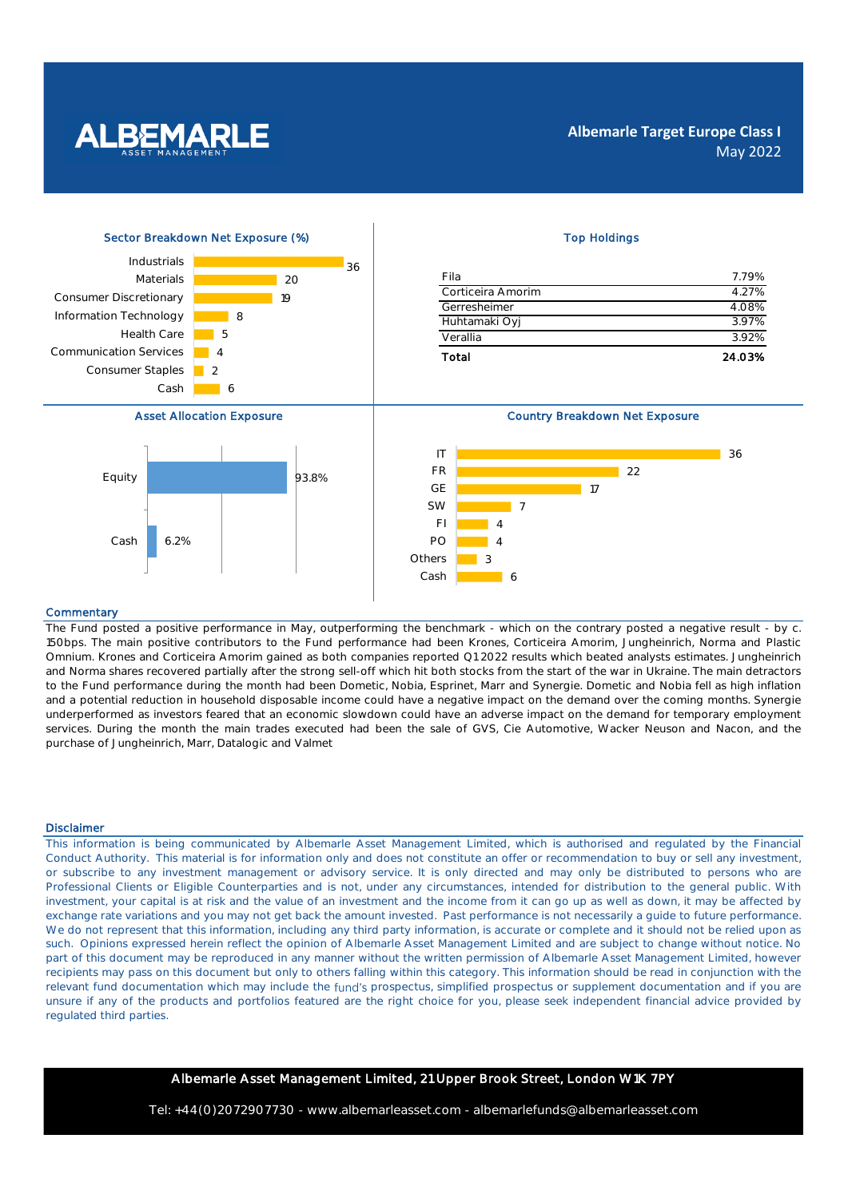# ALBEMARLE ASSET MANAGEMENT

**Albemarle Target Europe Class I**
May 2022

## Sector Breakdown Net Exposure (%)

Industrials 36
Materials 20
Consumer Discretionary 19
Information Technology 8
Health Care 5
Communication Services 4
Consumer Staples 2
Cash 6

## Top Holdings

| | |
|---|---|
| Fila | 7.79% |
| Corticeira Amorim | 4.27% |
| Gerresheimer | 4.08% |
| Huhtamaki Oyj | 3.97% |
| Verallia | 3.92% |
| **Total** | **24.03%** |

## Asset Allocation Exposure

Equity 93.8%
Cash 6.2%

## Country Breakdown Net Exposure

IT 36
FR 22
GE 17
SW 7
FI 4
PO 4
Others 3
Cash 6

## Commentary

The Fund posted a positive performance in May, outperforming the benchmark - which on the contrary posted a negative result - by c. 150bps. The main positive contributors to the Fund performance had been Krones, Corticeira Amorim, Jungheinrich, Norma and Plastic Omnium. Krones and Corticeira Amorim gained as both companies reported Q1 2022 results which beated analysts estimates. Jungheinrich and Norma shares recovered partially after the strong sell-off which hit both stocks from the start of the war in Ukraine. The main detractors to the Fund performance during the month had been Dometic, Nobia, Esprinet, Marr and Synergie. Dometic and Nobia fell as high inflation and a potential reduction in household disposable income could have a negative impact on the demand over the coming months. Synergie underperformed as investors feared that an economic slowdown could have an adverse impact on the demand for temporary employment services. During the month the main trades executed had been the sale of GVS, Cie Automotive, Wacker Neuson and Nacon, and the purchase of Jungheinrich, Marr, Datalogic and Valmet

## Disclaimer

This information is being communicated by Albemarle Asset Management Limited, which is authorised and regulated by the Financial Conduct Authority. This material is for information only and does not constitute an offer or recommendation to buy or sell any investment, or subscribe to any investment management or advisory service. It is only directed and may only be distributed to persons who are Professional Clients or Eligible Counterparties and is not, under any circumstances, intended for distribution to the general public. With investment, your capital is at risk and the value of an investment and the income from it can go up as well as down, it may be affected by exchange rate variations and you may not get back the amount invested. Past performance is not necessarily a guide to future performance. We do not represent that this information, including any third party information, is accurate or complete and it should not be relied upon as such. Opinions expressed herein reflect the opinion of Albemarle Asset Management Limited and are subject to change without notice. No part of this document may be reproduced in any manner without the written permission of Albemarle Asset Management Limited, however recipients may pass on this document but only to others falling within this category. This information should be read in conjunction with the relevant fund documentation which may include the fund's prospectus, simplified prospectus or supplement documentation and if you are unsure if any of the products and portfolios featured are the right choice for you, please seek independent financial advice provided by regulated third parties.

Albemarle Asset Management Limited, 21 Upper Brook Street, London W1K 7PY

Tel: +44(0)2072907730 - www.albemarleasset.com - albemarlefunds@albemarleasset.com